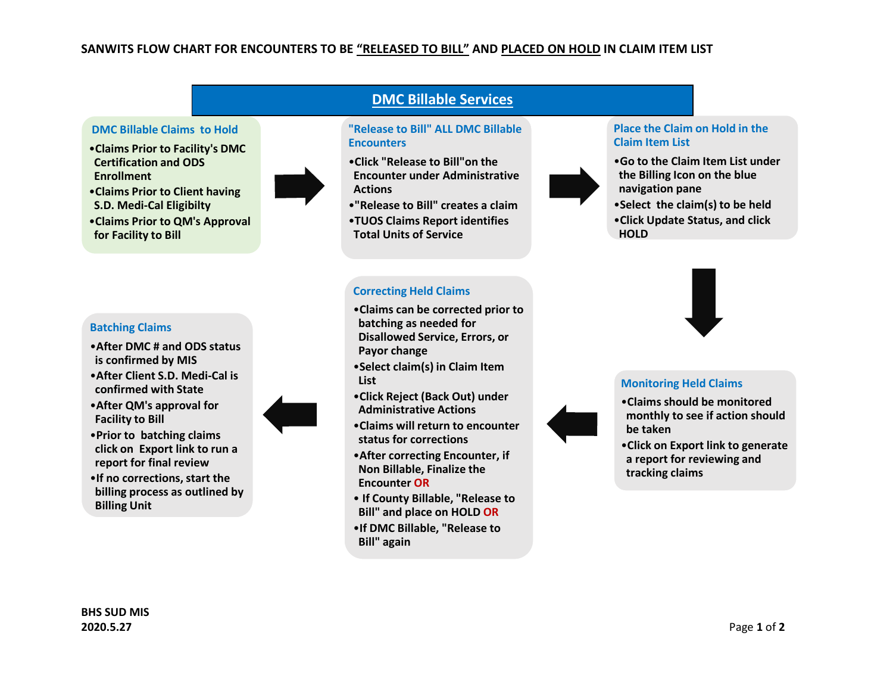# SANWITS FLOW CHART FOR ENCOUNTERS TO BE "RELEASED TO BILL" AND PLACED ON HOLD IN CLAIM ITEM LIST

## DMC Billable Services

### DMC Billable Claims to Hold

- Claims Prior to Facility's DMC Certification and ODS Enrollment
- Claims Prior to Client having S.D. Medi-Cal Eligibilty
- Claims Prior to QM's Approval for Facility to Bill

### "Release to Bill" ALL DMC Billable Encounters

- Click "Release to Bill" on the Encounter under Administrative Actions
- "Release to Bill" creates a claim
- TUOS Claims Report identifies Total Units of Service

### Place the Claim on Hold in the Claim Item List

- Go to the Claim Item List under the Billing Icon on the blue navigation pane
- Select the claim(s) to be held
- Click Update Status, and click HOLD

### Monitoring Held Claims

- Claims should be monitored monthly to see if action should be taken
- Click on Export link to generate a report for reviewing and tracking claims

### Correcting Held Claims

- Claims can be corrected prior to batching as needed for Disallowed Service, Errors, or Payor change
- Select claim(s) in Claim Item List
- Click Reject (Back Out) under Administrative Actions
- Claims will return to encounter status for corrections
- After correcting Encounter, if Non Billable, Finalize the Encounter OR
- If County Billable, "Release to Bill" and place on HOLD OR
- If DMC Billable, "Release to Bill" again

### Batching Claims

- After DMC # and ODS status is confirmed by MIS
- After Client S.D. Medi-Cal is confirmed with State
- After QM's approval for Facility to Bill
- Prior to batching claims click on Export link to run a report for final review
- If no corrections, start the billing process as outlined by Billing Unit

BHS SUD MIS
2020.5.27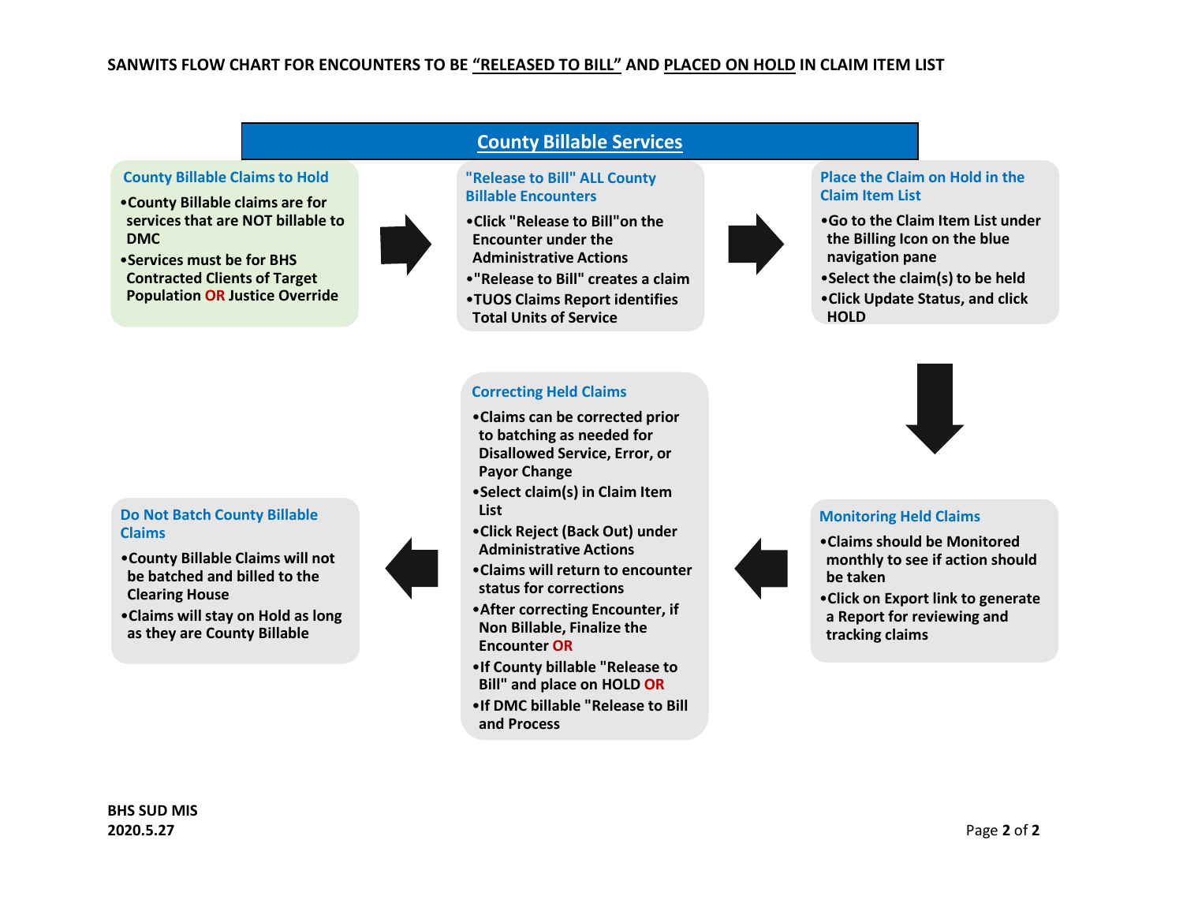# SANWITS FLOW CHART FOR ENCOUNTERS TO BE "RELEASED TO BILL" AND PLACED ON HOLD IN CLAIM ITEM LIST

## County Billable Services

### County Billable Claims to Hold

- County Billable claims are for services that are NOT billable to DMC
- Services must be for BHS Contracted Clients of Target Population OR Justice Override

### "Release to Bill" ALL County Billable Encounters

- Click "Release to Bill"on the Encounter under the Administrative Actions
- "Release to Bill" creates a claim
- TUOS Claims Report identifies Total Units of Service

### Place the Claim on Hold in the Claim Item List

- Go to the Claim Item List under the Billing Icon on the blue navigation pane
- Select the claim(s) to be held
- Click Update Status, and click HOLD

### Monitoring Held Claims

- Claims should be Monitored monthly to see if action should be taken
- Click on Export link to generate a Report for reviewing and tracking claims

### Correcting Held Claims

- Claims can be corrected prior to batching as needed for Disallowed Service, Error, or Payor Change
- Select claim(s) in Claim Item List
- Click Reject (Back Out) under Administrative Actions
- Claims will return to encounter status for corrections
- After correcting Encounter, if Non Billable, Finalize the Encounter OR
- If County billable "Release to Bill" and place on HOLD OR
- If DMC billable "Release to Bill and Process

### Do Not Batch County Billable Claims

- County Billable Claims will not be batched and billed to the Clearing House
- Claims will stay on Hold as long as they are County Billable

BHS SUD MIS
2020.5.27